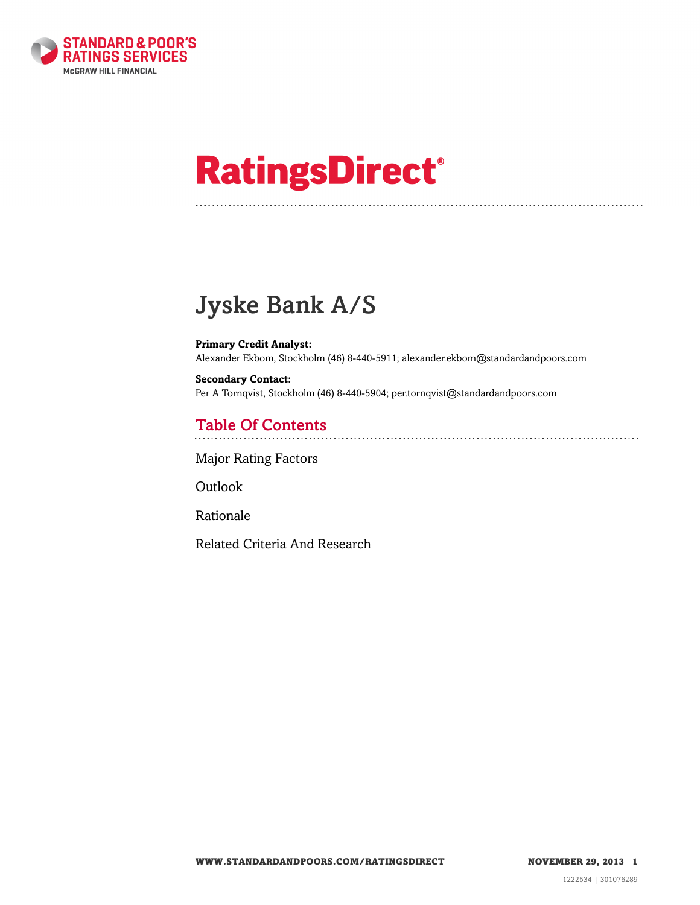# RatingsDirect®

# Jyske Bank A/S

**Primary Credit Analyst:**
Alexander Ekbom, Stockholm (46) 8-440-5911; alexander.ekbom@standardandpoors.com

**Secondary Contact:**
Per A Tornqvist, Stockholm (46) 8-440-5904; per.tornqvist@standardandpoors.com

## Table Of Contents

Major Rating Factors

Outlook

Rationale

Related Criteria And Research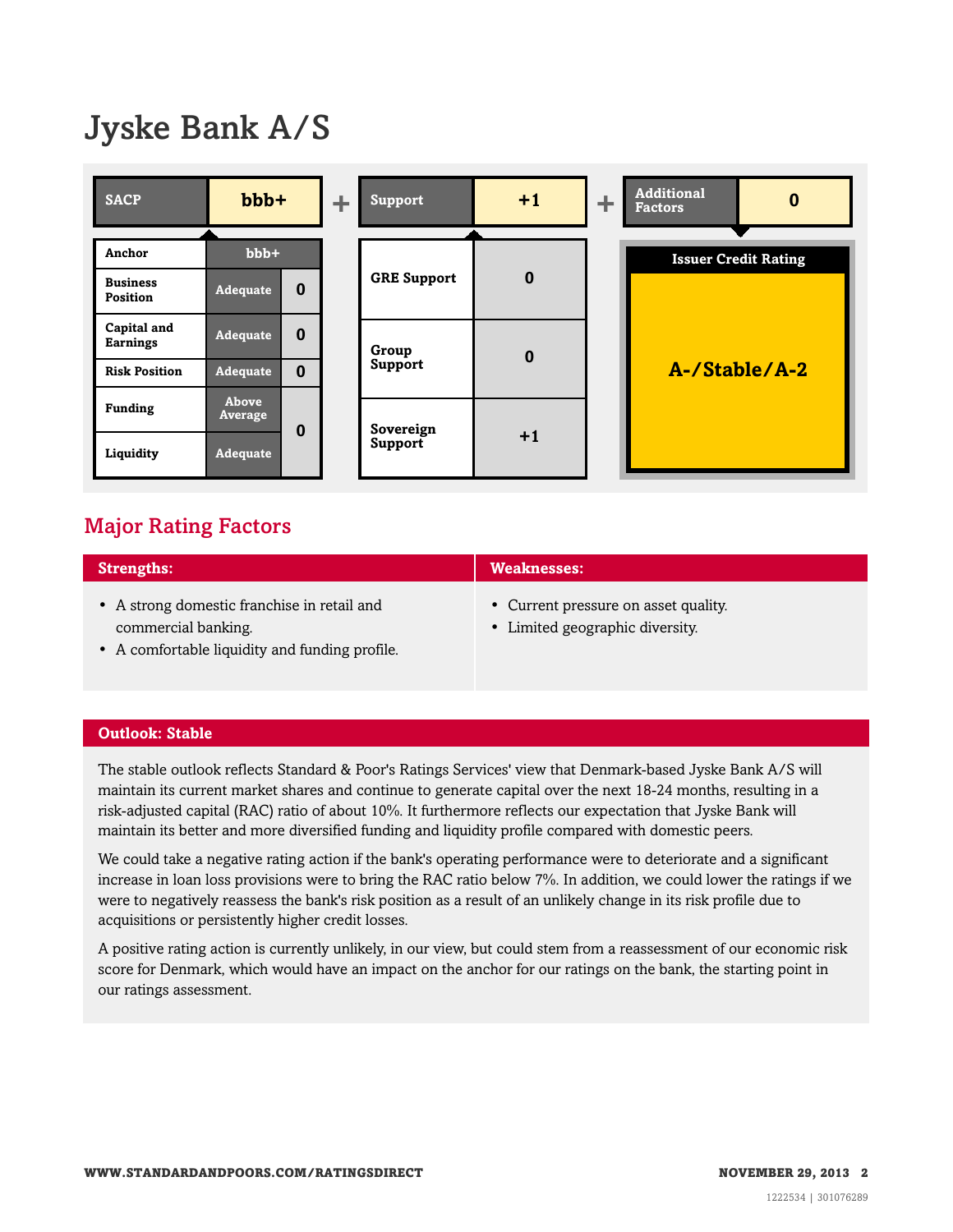# Jyske Bank A/S

| SACP | bbb+ | | + | Support | +1 | + | Additional Factors | 0 |
|---|---|---|---|---|---|---|---|---|
| Anchor | bbb+ | | | | | | | |
| Business Position | Adequate | 0 | | GRE Support | 0 | | Issuer Credit Rating | |
| Capital and Earnings | Adequate | 0 | | | | | | |
| Risk Position | Adequate | 0 | | Group Support | 0 | | A-/Stable/A-2 | |
| Funding | Above Average | 0 | | | | | | |
| Liquidity | Adequate | | | Sovereign Support | +1 | | | |

## Major Rating Factors

| Strengths: | Weaknesses: |
|---|---|
| • A strong domestic franchise in retail and commercial banking.<br>• A comfortable liquidity and funding profile. | • Current pressure on asset quality.<br>• Limited geographic diversity. |

### Outlook: Stable

The stable outlook reflects Standard & Poor's Ratings Services' view that Denmark-based Jyske Bank A/S will maintain its current market shares and continue to generate capital over the next 18-24 months, resulting in a risk-adjusted capital (RAC) ratio of about 10%. It furthermore reflects our expectation that Jyske Bank will maintain its better and more diversified funding and liquidity profile compared with domestic peers.

We could take a negative rating action if the bank's operating performance were to deteriorate and a significant increase in loan loss provisions were to bring the RAC ratio below 7%. In addition, we could lower the ratings if we were to negatively reassess the bank's risk position as a result of an unlikely change in its risk profile due to acquisitions or persistently higher credit losses.

A positive rating action is currently unlikely, in our view, but could stem from a reassessment of our economic risk score for Denmark, which would have an impact on the anchor for our ratings on the bank, the starting point in our ratings assessment.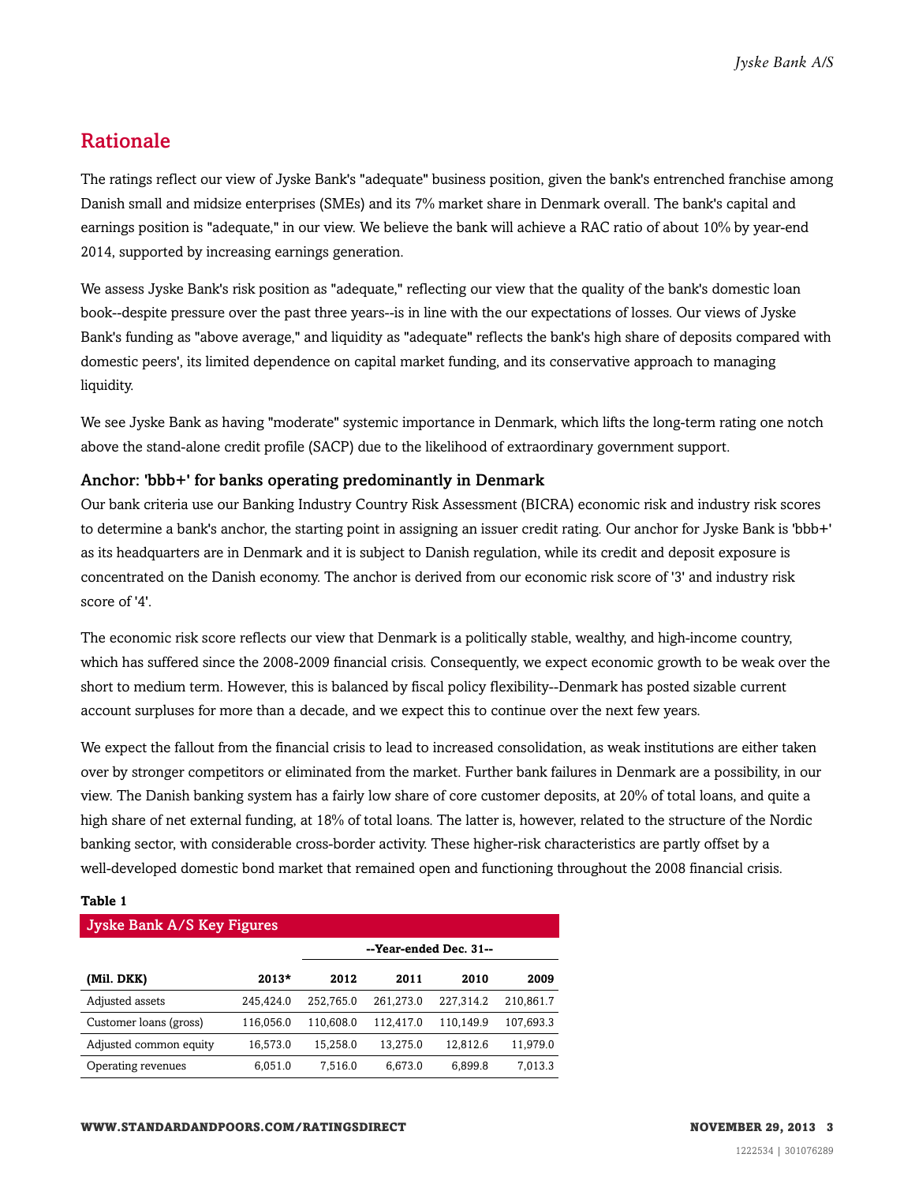## Rationale

The ratings reflect our view of Jyske Bank's "adequate" business position, given the bank's entrenched franchise among Danish small and midsize enterprises (SMEs) and its 7% market share in Denmark overall. The bank's capital and earnings position is "adequate," in our view. We believe the bank will achieve a RAC ratio of about 10% by year-end 2014, supported by increasing earnings generation.

We assess Jyske Bank's risk position as "adequate," reflecting our view that the quality of the bank's domestic loan book--despite pressure over the past three years--is in line with the our expectations of losses. Our views of Jyske Bank's funding as "above average," and liquidity as "adequate" reflects the bank's high share of deposits compared with domestic peers', its limited dependence on capital market funding, and its conservative approach to managing liquidity.

We see Jyske Bank as having "moderate" systemic importance in Denmark, which lifts the long-term rating one notch above the stand-alone credit profile (SACP) due to the likelihood of extraordinary government support.

### Anchor: 'bbb+' for banks operating predominantly in Denmark

Our bank criteria use our Banking Industry Country Risk Assessment (BICRA) economic risk and industry risk scores to determine a bank's anchor, the starting point in assigning an issuer credit rating. Our anchor for Jyske Bank is 'bbb+' as its headquarters are in Denmark and it is subject to Danish regulation, while its credit and deposit exposure is concentrated on the Danish economy. The anchor is derived from our economic risk score of '3' and industry risk score of '4'.

The economic risk score reflects our view that Denmark is a politically stable, wealthy, and high-income country, which has suffered since the 2008-2009 financial crisis. Consequently, we expect economic growth to be weak over the short to medium term. However, this is balanced by fiscal policy flexibility--Denmark has posted sizable current account surpluses for more than a decade, and we expect this to continue over the next few years.

We expect the fallout from the financial crisis to lead to increased consolidation, as weak institutions are either taken over by stronger competitors or eliminated from the market. Further bank failures in Denmark are a possibility, in our view. The Danish banking system has a fairly low share of core customer deposits, at 20% of total loans, and quite a high share of net external funding, at 18% of total loans. The latter is, however, related to the structure of the Nordic banking sector, with considerable cross-border activity. These higher-risk characteristics are partly offset by a well-developed domestic bond market that remained open and functioning throughout the 2008 financial crisis.

**Table 1**

| Jyske Bank A/S Key Figures | | | | | |
|---|---|---|---|---|---|
| | | --Year-ended Dec. 31-- | | | |
| **(Mil. DKK)** | **2013*** | **2012** | **2011** | **2010** | **2009** |
| Adjusted assets | 245,424.0 | 252,765.0 | 261,273.0 | 227,314.2 | 210,861.7 |
| Customer loans (gross) | 116,056.0 | 110,608.0 | 112,417.0 | 110,149.9 | 107,693.3 |
| Adjusted common equity | 16,573.0 | 15,258.0 | 13,275.0 | 12,812.6 | 11,979.0 |
| Operating revenues | 6,051.0 | 7,516.0 | 6,673.0 | 6,899.8 | 7,013.3 |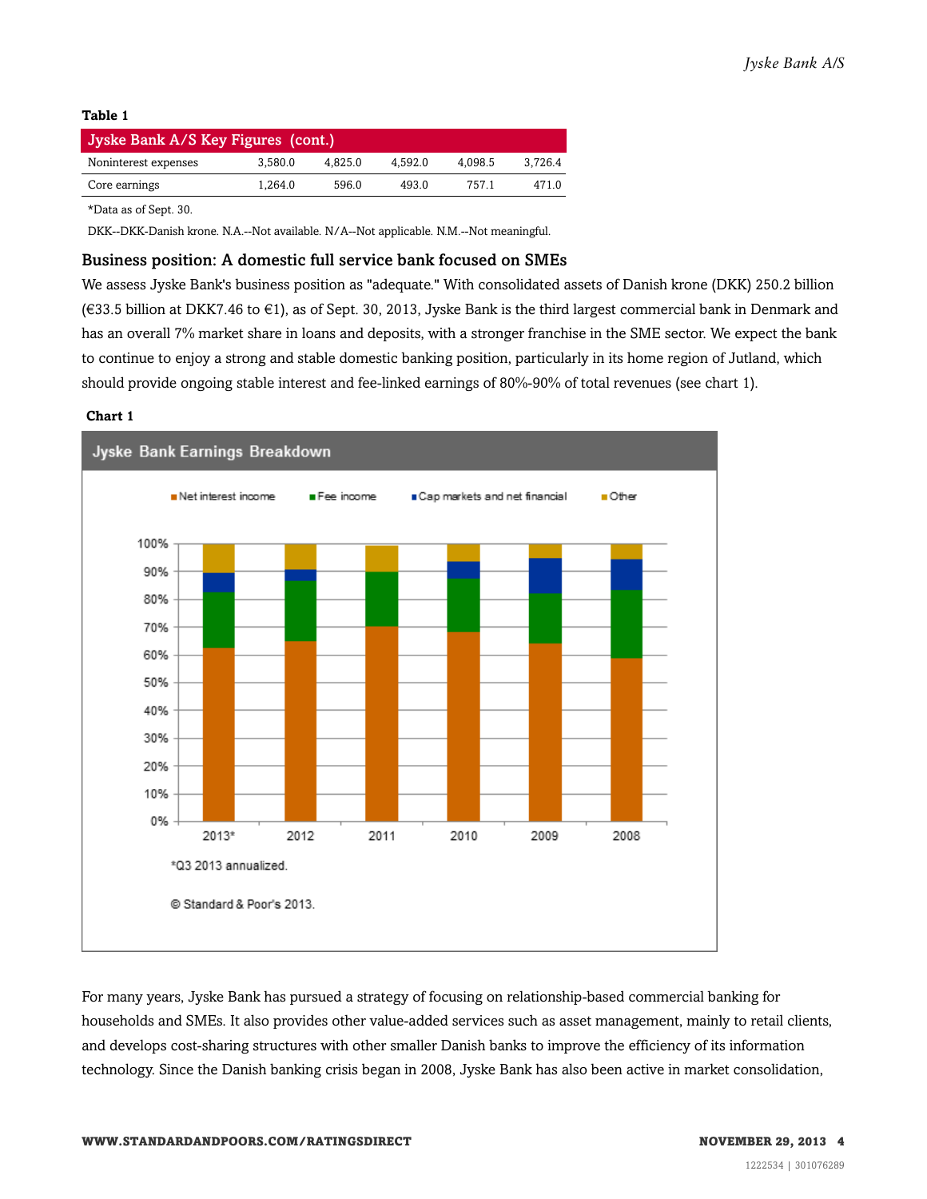**Table 1**

| Jyske Bank A/S Key Figures (cont.) | | | | | |
|---|---|---|---|---|---|
| Noninterest expenses | 3,580.0 | 4,825.0 | 4,592.0 | 4,098.5 | 3,726.4 |
| Core earnings | 1,264.0 | 596.0 | 493.0 | 757.1 | 471.0 |

*Data as of Sept. 30.

DKK--DKK-Danish krone. N.A.--Not available. N/A--Not applicable. N.M.--Not meaningful.

## Business position: A domestic full service bank focused on SMEs

We assess Jyske Bank's business position as "adequate." With consolidated assets of Danish krone (DKK) 250.2 billion (€33.5 billion at DKK7.46 to €1), as of Sept. 30, 2013, Jyske Bank is the third largest commercial bank in Denmark and has an overall 7% market share in loans and deposits, with a stronger franchise in the SME sector. We expect the bank to continue to enjoy a strong and stable domestic banking position, particularly in its home region of Jutland, which should provide ongoing stable interest and fee-linked earnings of 80%-90% of total revenues (see chart 1).

**Chart 1**

Jyske Bank Earnings Breakdown

*Q3 2013 annualized.

© Standard & Poor's 2013.

For many years, Jyske Bank has pursued a strategy of focusing on relationship-based commercial banking for households and SMEs. It also provides other value-added services such as asset management, mainly to retail clients, and develops cost-sharing structures with other smaller Danish banks to improve the efficiency of its information technology. Since the Danish banking crisis began in 2008, Jyske Bank has also been active in market consolidation,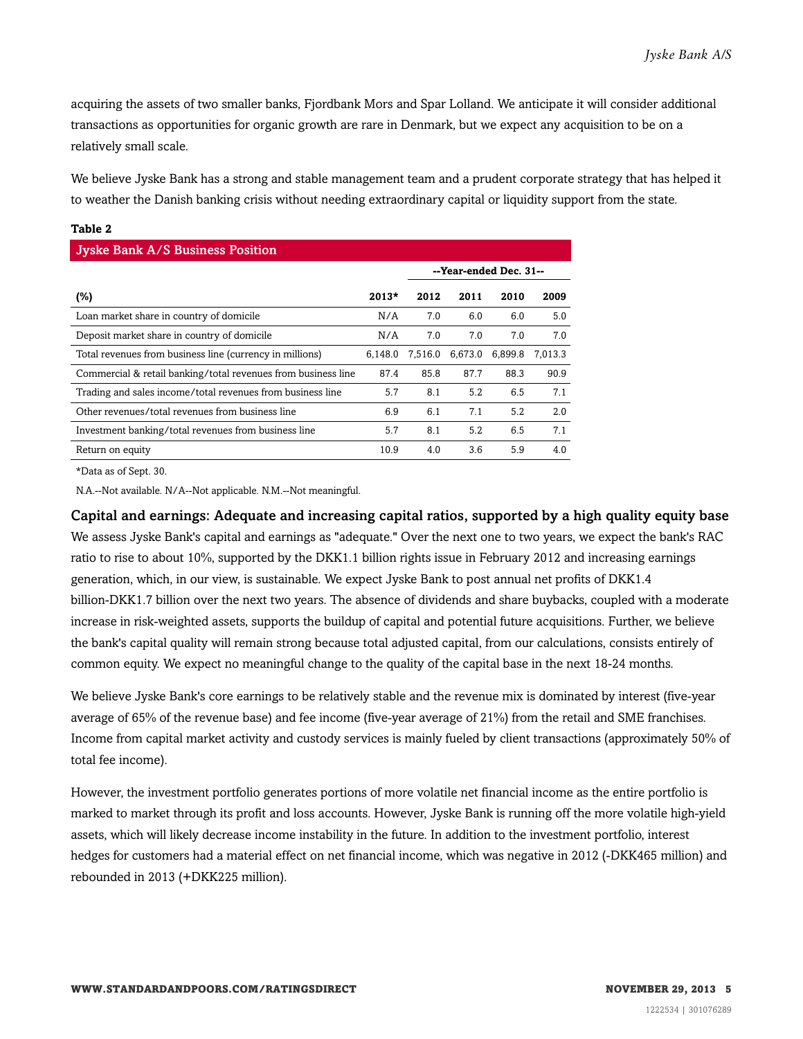acquiring the assets of two smaller banks, Fjordbank Mors and Spar Lolland. We anticipate it will consider additional transactions as opportunities for organic growth are rare in Denmark, but we expect any acquisition to be on a relatively small scale.

We believe Jyske Bank has a strong and stable management team and a prudent corporate strategy that has helped it to weather the Danish banking crisis without needing extraordinary capital or liquidity support from the state.

**Table 2**

| Jyske Bank A/S Business Position | | | | | |
|---|---|---|---|---|---|
| | | --Year-ended Dec. 31-- | | | |
| **(%)** | **2013*** | **2012** | **2011** | **2010** | **2009** |
| Loan market share in country of domicile | N/A | 7.0 | 6.0 | 6.0 | 5.0 |
| Deposit market share in country of domicile | N/A | 7.0 | 7.0 | 7.0 | 7.0 |
| Total revenues from business line (currency in millions) | 6,148.0 | 7,516.0 | 6,673.0 | 6,899.8 | 7,013.3 |
| Commercial & retail banking/total revenues from business line | 87.4 | 85.8 | 87.7 | 88.3 | 90.9 |
| Trading and sales income/total revenues from business line | 5.7 | 8.1 | 5.2 | 6.5 | 7.1 |
| Other revenues/total revenues from business line | 6.9 | 6.1 | 7.1 | 5.2 | 2.0 |
| Investment banking/total revenues from business line | 5.7 | 8.1 | 5.2 | 6.5 | 7.1 |
| Return on equity | 10.9 | 4.0 | 3.6 | 5.9 | 4.0 |

*Data as of Sept. 30.

N.A.--Not available. N/A--Not applicable. N.M.--Not meaningful.

## Capital and earnings: Adequate and increasing capital ratios, supported by a high quality equity base

We assess Jyske Bank's capital and earnings as "adequate." Over the next one to two years, we expect the bank's RAC ratio to rise to about 10%, supported by the DKK1.1 billion rights issue in February 2012 and increasing earnings generation, which, in our view, is sustainable. We expect Jyske Bank to post annual net profits of DKK1.4 billion-DKK1.7 billion over the next two years. The absence of dividends and share buybacks, coupled with a moderate increase in risk-weighted assets, supports the buildup of capital and potential future acquisitions. Further, we believe the bank's capital quality will remain strong because total adjusted capital, from our calculations, consists entirely of common equity. We expect no meaningful change to the quality of the capital base in the next 18-24 months.

We believe Jyske Bank's core earnings to be relatively stable and the revenue mix is dominated by interest (five-year average of 65% of the revenue base) and fee income (five-year average of 21%) from the retail and SME franchises. Income from capital market activity and custody services is mainly fueled by client transactions (approximately 50% of total fee income).

However, the investment portfolio generates portions of more volatile net financial income as the entire portfolio is marked to market through its profit and loss accounts. However, Jyske Bank is running off the more volatile high-yield assets, which will likely decrease income instability in the future. In addition to the investment portfolio, interest hedges for customers had a material effect on net financial income, which was negative in 2012 (-DKK465 million) and rebounded in 2013 (+DKK225 million).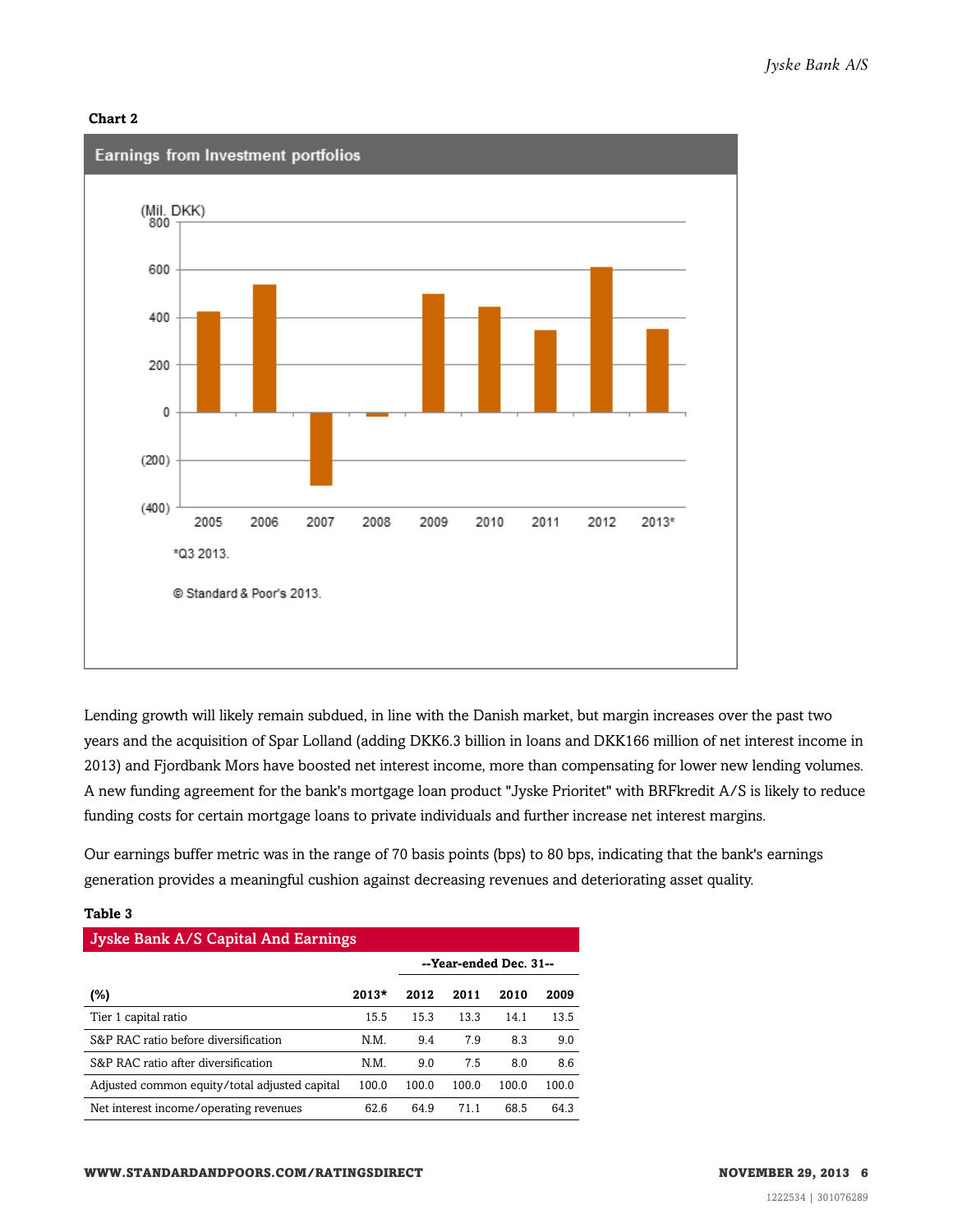**Chart 2**

Earnings from Investment portfolios

(Mil. DKK)

*Q3 2013.

© Standard & Poor's 2013.

Lending growth will likely remain subdued, in line with the Danish market, but margin increases over the past two years and the acquisition of Spar Lolland (adding DKK6.3 billion in loans and DKK166 million of net interest income in 2013) and Fjordbank Mors have boosted net interest income, more than compensating for lower new lending volumes. A new funding agreement for the bank's mortgage loan product "Jyske Prioritet" with BRFkredit A/S is likely to reduce funding costs for certain mortgage loans to private individuals and further increase net interest margins.

Our earnings buffer metric was in the range of 70 basis points (bps) to 80 bps, indicating that the bank's earnings generation provides a meaningful cushion against decreasing revenues and deteriorating asset quality.

**Table 3**

| Jyske Bank A/S Capital And Earnings | | | | | |
|---|---|---|---|---|---|
| | | --Year-ended Dec. 31-- | | | |
| (%) | 2013* | 2012 | 2011 | 2010 | 2009 |
| Tier 1 capital ratio | 15.5 | 15.3 | 13.3 | 14.1 | 13.5 |
| S&P RAC ratio before diversification | N.M. | 9.4 | 7.9 | 8.3 | 9.0 |
| S&P RAC ratio after diversification | N.M. | 9.0 | 7.5 | 8.0 | 8.6 |
| Adjusted common equity/total adjusted capital | 100.0 | 100.0 | 100.0 | 100.0 | 100.0 |
| Net interest income/operating revenues | 62.6 | 64.9 | 71.1 | 68.5 | 64.3 |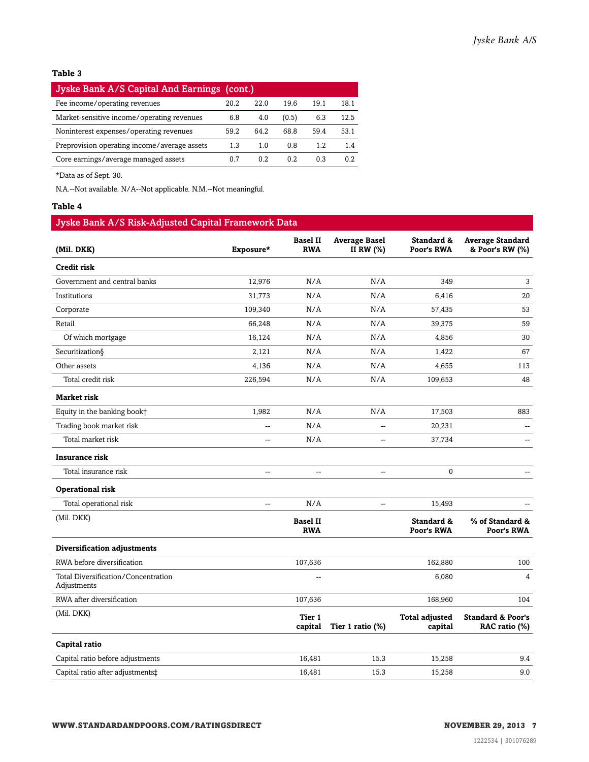**Table 3**

| Jyske Bank A/S Capital And Earnings (cont.) | | | | | |
|---|---|---|---|---|---|
| Fee income/operating revenues | 20.2 | 22.0 | 19.6 | 19.1 | 18.1 |
| Market-sensitive income/operating revenues | 6.8 | 4.0 | (0.5) | 6.3 | 12.5 |
| Noninterest expenses/operating revenues | 59.2 | 64.2 | 68.8 | 59.4 | 53.1 |
| Preprovision operating income/average assets | 1.3 | 1.0 | 0.8 | 1.2 | 1.4 |
| Core earnings/average managed assets | 0.7 | 0.2 | 0.2 | 0.3 | 0.2 |

*Data as of Sept. 30.

N.A.--Not available. N/A--Not applicable. N.M.--Not meaningful.

**Table 4**

**Jyske Bank A/S Risk-Adjusted Capital Framework Data**

| (Mil. DKK) | Exposure* | Basel II RWA | Average Basel II RW (%) | Standard & Poor's RWA | Average Standard & Poor's RW (%) |
|---|---|---|---|---|---|
| **Credit risk** | | | | | |
| Government and central banks | 12,976 | N/A | N/A | 349 | 3 |
| Institutions | 31,773 | N/A | N/A | 6,416 | 20 |
| Corporate | 109,340 | N/A | N/A | 57,435 | 53 |
| Retail | 66,248 | N/A | N/A | 39,375 | 59 |
| Of which mortgage | 16,124 | N/A | N/A | 4,856 | 30 |
| Securitization§ | 2,121 | N/A | N/A | 1,422 | 67 |
| Other assets | 4,136 | N/A | N/A | 4,655 | 113 |
| Total credit risk | 226,594 | N/A | N/A | 109,653 | 48 |
| **Market risk** | | | | | |
| Equity in the banking book† | 1,982 | N/A | N/A | 17,503 | 883 |
| Trading book market risk | -- | N/A | -- | 20,231 | -- |
| Total market risk | -- | N/A | -- | 37,734 | -- |
| **Insurance risk** | | | | | |
| Total insurance risk | -- | -- | -- | 0 | -- |
| **Operational risk** | | | | | |
| Total operational risk | -- | N/A | -- | 15,493 | -- |
| (Mil. DKK) | | **Basel II RWA** | | **Standard & Poor's RWA** | **% of Standard & Poor's RWA** |
| **Diversification adjustments** | | | | | |
| RWA before diversification | | 107,636 | | 162,880 | 100 |
| Total Diversification/Concentration Adjustments | | -- | | 6,080 | 4 |
| RWA after diversification | | 107,636 | | 168,960 | 104 |
| (Mil. DKK) | | **Tier 1 capital** | **Tier 1 ratio (%)** | **Total adjusted capital** | **Standard & Poor's RAC ratio (%)** |
| **Capital ratio** | | | | | |
| Capital ratio before adjustments | | 16,481 | 15.3 | 15,258 | 9.4 |
| Capital ratio after adjustments‡ | | 16,481 | 15.3 | 15,258 | 9.0 |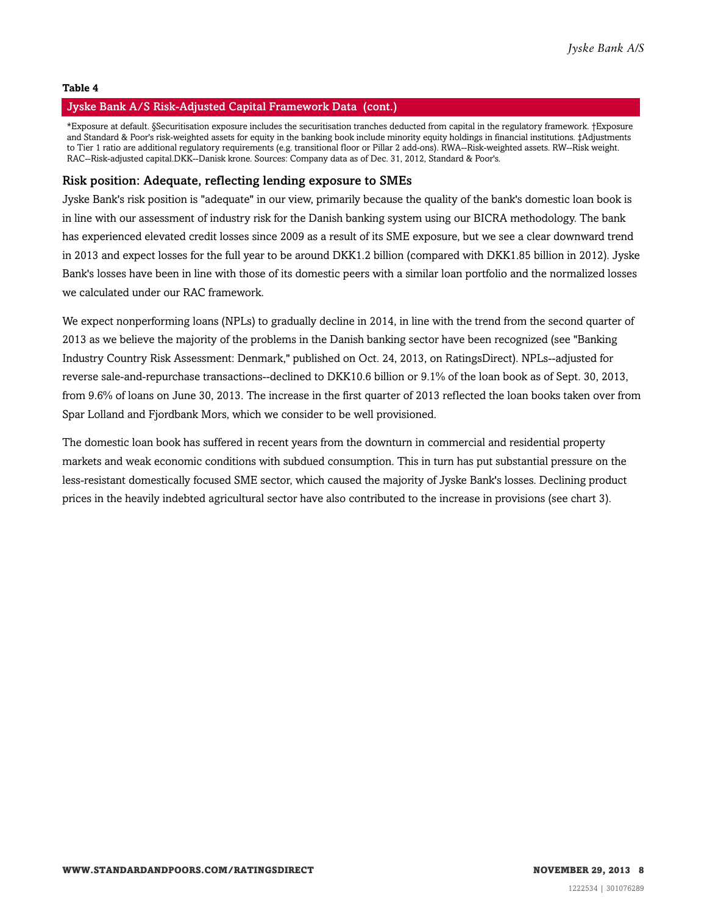**Table 4**

**Jyske Bank A/S Risk-Adjusted Capital Framework Data (cont.)**

*Exposure at default. §Securitisation exposure includes the securitisation tranches deducted from capital in the regulatory framework. †Exposure and Standard & Poor's risk-weighted assets for equity in the banking book include minority equity holdings in financial institutions. ‡Adjustments to Tier 1 ratio are additional regulatory requirements (e.g. transitional floor or Pillar 2 add-ons). RWA--Risk-weighted assets. RW--Risk weight. RAC--Risk-adjusted capital.DKK--Danish krone. Sources: Company data as of Dec. 31, 2012, Standard & Poor's.

## Risk position: Adequate, reflecting lending exposure to SMEs

Jyske Bank's risk position is "adequate" in our view, primarily because the quality of the bank's domestic loan book is in line with our assessment of industry risk for the Danish banking system using our BICRA methodology. The bank has experienced elevated credit losses since 2009 as a result of its SME exposure, but we see a clear downward trend in 2013 and expect losses for the full year to be around DKK1.2 billion (compared with DKK1.85 billion in 2012). Jyske Bank's losses have been in line with those of its domestic peers with a similar loan portfolio and the normalized losses we calculated under our RAC framework.

We expect nonperforming loans (NPLs) to gradually decline in 2014, in line with the trend from the second quarter of 2013 as we believe the majority of the problems in the Danish banking sector have been recognized (see "Banking Industry Country Risk Assessment: Denmark," published on Oct. 24, 2013, on RatingsDirect). NPLs--adjusted for reverse sale-and-repurchase transactions--declined to DKK10.6 billion or 9.1% of the loan book as of Sept. 30, 2013, from 9.6% of loans on June 30, 2013. The increase in the first quarter of 2013 reflected the loan books taken over from Spar Lolland and Fjordbank Mors, which we consider to be well provisioned.

The domestic loan book has suffered in recent years from the downturn in commercial and residential property markets and weak economic conditions with subdued consumption. This in turn has put substantial pressure on the less-resistant domestically focused SME sector, which caused the majority of Jyske Bank's losses. Declining product prices in the heavily indebted agricultural sector have also contributed to the increase in provisions (see chart 3).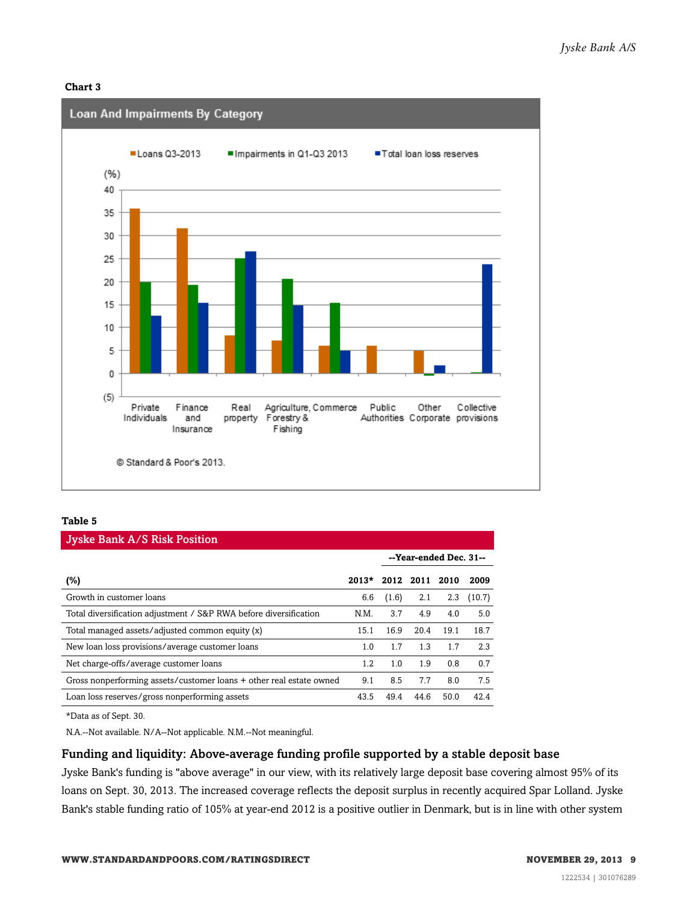**Chart 3**

**Table 5**

| Jyske Bank A/S Risk Position | | | | | |
|---|---|---|---|---|---|
| | | --Year-ended Dec. 31-- | | | |
| **(%)** | **2013*** | **2012** | **2011** | **2010** | **2009** |
| Growth in customer loans | 6.6 | (1.6) | 2.1 | 2.3 | (10.7) |
| Total diversification adjustment / S&P RWA before diversification | N.M. | 3.7 | 4.9 | 4.0 | 5.0 |
| Total managed assets/adjusted common equity (x) | 15.1 | 16.9 | 20.4 | 19.1 | 18.7 |
| New loan loss provisions/average customer loans | 1.0 | 1.7 | 1.3 | 1.7 | 2.3 |
| Net charge-offs/average customer loans | 1.2 | 1.0 | 1.9 | 0.8 | 0.7 |
| Gross nonperforming assets/customer loans + other real estate owned | 9.1 | 8.5 | 7.7 | 8.0 | 7.5 |
| Loan loss reserves/gross nonperforming assets | 43.5 | 49.4 | 44.6 | 50.0 | 42.4 |

*Data as of Sept. 30.

N.A.--Not available. N/A--Not applicable. N.M.--Not meaningful.

### Funding and liquidity: Above-average funding profile supported by a stable deposit base

Jyske Bank's funding is "above average" in our view, with its relatively large deposit base covering almost 95% of its loans on Sept. 30, 2013. The increased coverage reflects the deposit surplus in recently acquired Spar Lolland. Jyske Bank's stable funding ratio of 105% at year-end 2012 is a positive outlier in Denmark, but is in line with other system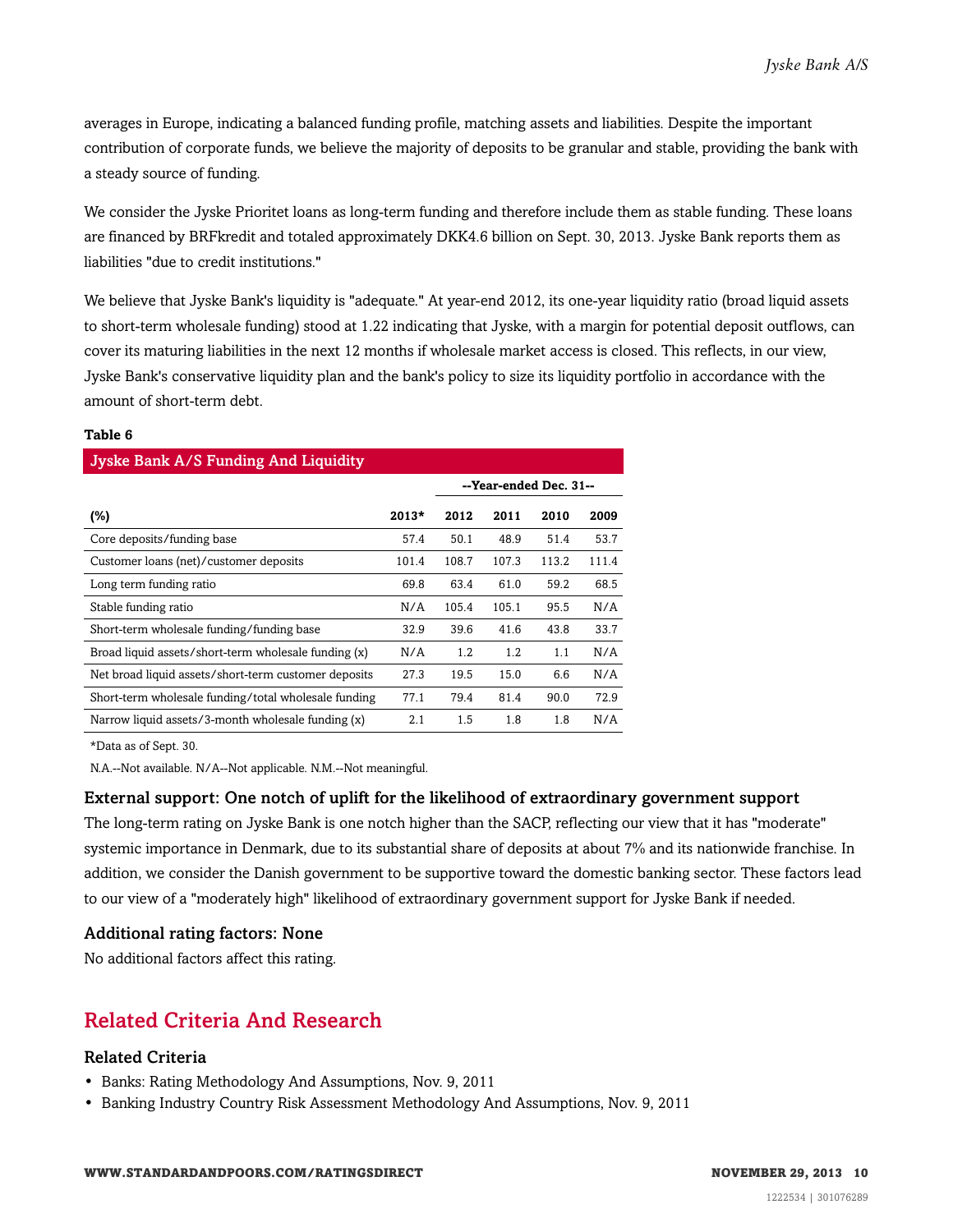averages in Europe, indicating a balanced funding profile, matching assets and liabilities. Despite the important contribution of corporate funds, we believe the majority of deposits to be granular and stable, providing the bank with a steady source of funding.

We consider the Jyske Prioritet loans as long-term funding and therefore include them as stable funding. These loans are financed by BRFkredit and totaled approximately DKK4.6 billion on Sept. 30, 2013. Jyske Bank reports them as liabilities "due to credit institutions."

We believe that Jyske Bank's liquidity is "adequate." At year-end 2012, its one-year liquidity ratio (broad liquid assets to short-term wholesale funding) stood at 1.22 indicating that Jyske, with a margin for potential deposit outflows, can cover its maturing liabilities in the next 12 months if wholesale market access is closed. This reflects, in our view, Jyske Bank's conservative liquidity plan and the bank's policy to size its liquidity portfolio in accordance with the amount of short-term debt.

**Table 6**

| Jyske Bank A/S Funding And Liquidity | | | | | |
|---|---|---|---|---|---|
| | | --Year-ended Dec. 31-- | | | |
| (%) | 2013* | 2012 | 2011 | 2010 | 2009 |
| Core deposits/funding base | 57.4 | 50.1 | 48.9 | 51.4 | 53.7 |
| Customer loans (net)/customer deposits | 101.4 | 108.7 | 107.3 | 113.2 | 111.4 |
| Long term funding ratio | 69.8 | 63.4 | 61.0 | 59.2 | 68.5 |
| Stable funding ratio | N/A | 105.4 | 105.1 | 95.5 | N/A |
| Short-term wholesale funding/funding base | 32.9 | 39.6 | 41.6 | 43.8 | 33.7 |
| Broad liquid assets/short-term wholesale funding (x) | N/A | 1.2 | 1.2 | 1.1 | N/A |
| Net broad liquid assets/short-term customer deposits | 27.3 | 19.5 | 15.0 | 6.6 | N/A |
| Short-term wholesale funding/total wholesale funding | 77.1 | 79.4 | 81.4 | 90.0 | 72.9 |
| Narrow liquid assets/3-month wholesale funding (x) | 2.1 | 1.5 | 1.8 | 1.8 | N/A |

*Data as of Sept. 30.

N.A.--Not available. N/A--Not applicable. N.M.--Not meaningful.

### External support: One notch of uplift for the likelihood of extraordinary government support

The long-term rating on Jyske Bank is one notch higher than the SACP, reflecting our view that it has "moderate" systemic importance in Denmark, due to its substantial share of deposits at about 7% and its nationwide franchise. In addition, we consider the Danish government to be supportive toward the domestic banking sector. These factors lead to our view of a "moderately high" likelihood of extraordinary government support for Jyske Bank if needed.

### Additional rating factors: None

No additional factors affect this rating.

## Related Criteria And Research

### Related Criteria

- Banks: Rating Methodology And Assumptions, Nov. 9, 2011
- Banking Industry Country Risk Assessment Methodology And Assumptions, Nov. 9, 2011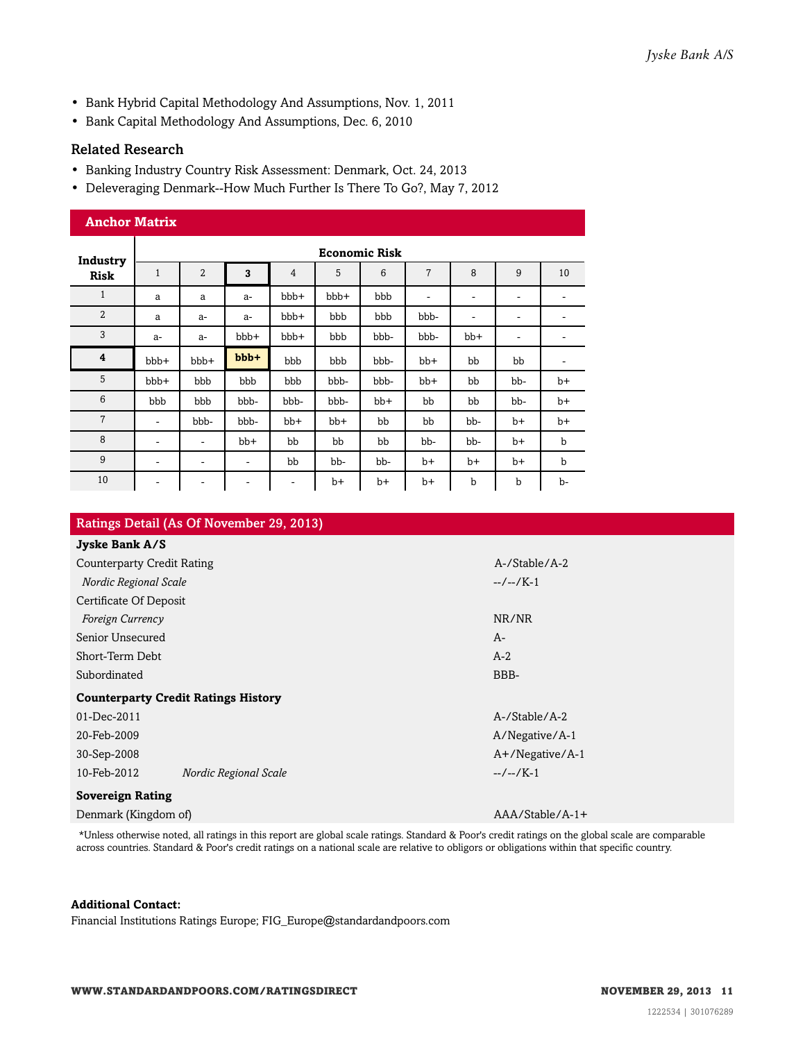- Bank Hybrid Capital Methodology And Assumptions, Nov. 1, 2011
- Bank Capital Methodology And Assumptions, Dec. 6, 2010

## Related Research

- Banking Industry Country Risk Assessment: Denmark, Oct. 24, 2013
- Deleveraging Denmark--How Much Further Is There To Go?, May 7, 2012

### Anchor Matrix

| Industry Risk | Economic Risk | | | | | | | | | |
|---|---|---|---|---|---|---|---|---|---|---|
| | 1 | 2 | **3** | 4 | 5 | 6 | 7 | 8 | 9 | 10 |
| 1 | a | a | a- | bbb+ | bbb+ | bbb | - | - | - | - |
| 2 | a | a- | a- | bbb+ | bbb | bbb | bbb- | - | - | - |
| 3 | a- | a- | bbb+ | bbb+ | bbb | bbb- | bbb- | bb+ | - | - |
| **4** | bbb+ | bbb+ | **bbb+** | bbb | bbb | bbb- | bb+ | bb | bb | - |
| 5 | bbb+ | bbb | bbb | bbb | bbb- | bbb- | bb+ | bb | bb- | b+ |
| 6 | bbb | bbb | bbb- | bbb- | bbb- | bb+ | bb | bb | bb- | b+ |
| 7 | - | bbb- | bbb- | bb+ | bb+ | bb | bb | bb- | b+ | b+ |
| 8 | - | - | bb+ | bb | bb | bb | bb- | bb- | b+ | b |
| 9 | - | - | - | bb | bb- | bb- | b+ | b+ | b+ | b |
| 10 | - | - | - | - | b+ | b+ | b+ | b | b | b- |

### Ratings Detail (As Of November 29, 2013)

| | |
|---|---|
| **Jyske Bank A/S** | |
| Counterparty Credit Rating | A-/Stable/A-2 |
| *Nordic Regional Scale* | --/--/K-1 |
| Certificate Of Deposit | |
| *Foreign Currency* | NR/NR |
| Senior Unsecured | A- |
| Short-Term Debt | A-2 |
| Subordinated | BBB- |
| **Counterparty Credit Ratings History** | |
| 01-Dec-2011 | A-/Stable/A-2 |
| 20-Feb-2009 | A/Negative/A-1 |
| 30-Sep-2008 | A+/Negative/A-1 |
| 10-Feb-2012 *Nordic Regional Scale* | --/--/K-1 |
| **Sovereign Rating** | |
| Denmark (Kingdom of) | AAA/Stable/A-1+ |

*Unless otherwise noted, all ratings in this report are global scale ratings. Standard & Poor's credit ratings on the global scale are comparable across countries. Standard & Poor's credit ratings on a national scale are relative to obligors or obligations within that specific country.

**Additional Contact:**
Financial Institutions Ratings Europe; FIG_Europe@standardandpoors.com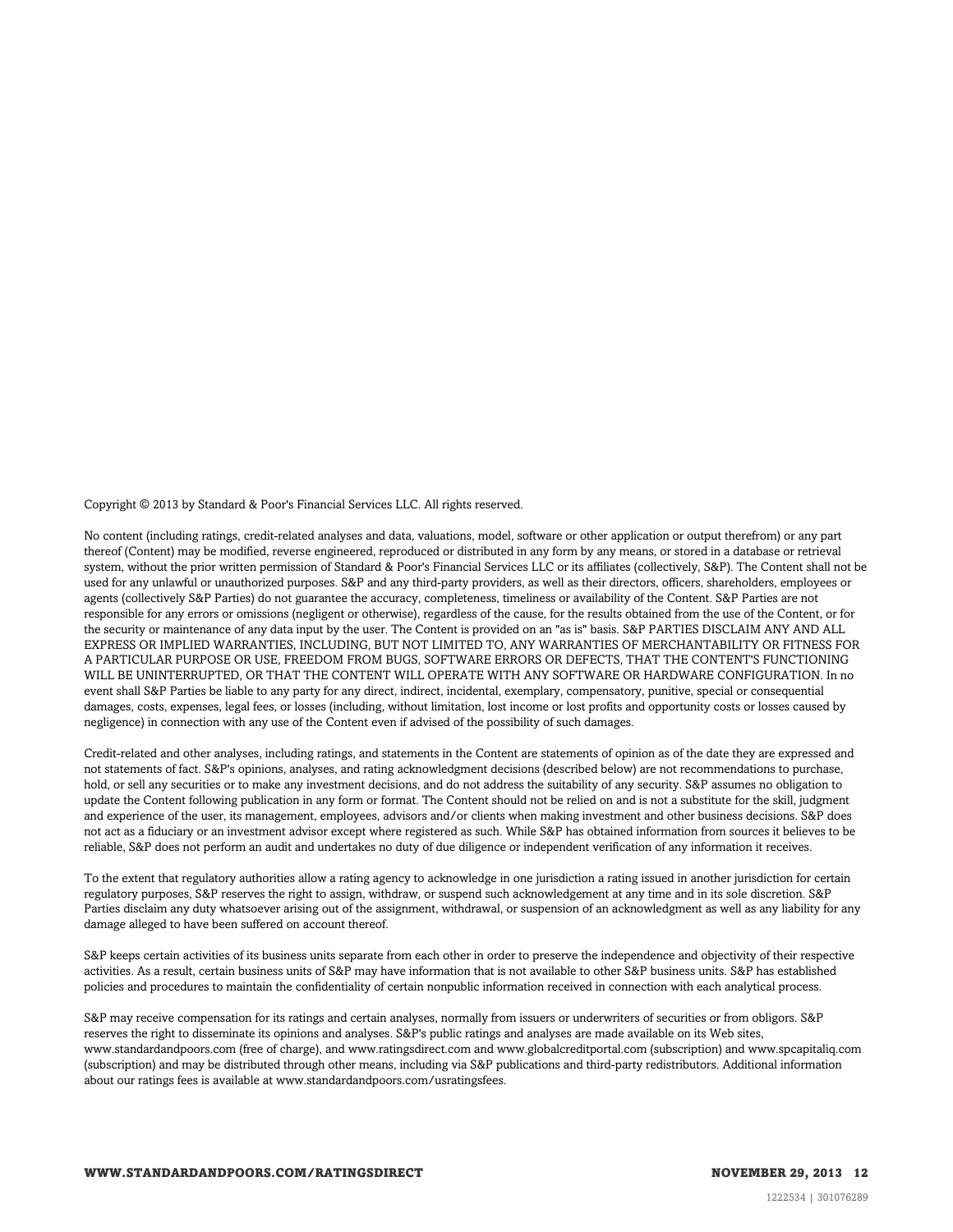Copyright © 2013 by Standard & Poor's Financial Services LLC. All rights reserved.

No content (including ratings, credit-related analyses and data, valuations, model, software or other application or output therefrom) or any part thereof (Content) may be modified, reverse engineered, reproduced or distributed in any form by any means, or stored in a database or retrieval system, without the prior written permission of Standard & Poor's Financial Services LLC or its affiliates (collectively, S&P). The Content shall not be used for any unlawful or unauthorized purposes. S&P and any third-party providers, as well as their directors, officers, shareholders, employees or agents (collectively S&P Parties) do not guarantee the accuracy, completeness, timeliness or availability of the Content. S&P Parties are not responsible for any errors or omissions (negligent or otherwise), regardless of the cause, for the results obtained from the use of the Content, or for the security or maintenance of any data input by the user. The Content is provided on an "as is" basis. S&P PARTIES DISCLAIM ANY AND ALL EXPRESS OR IMPLIED WARRANTIES, INCLUDING, BUT NOT LIMITED TO, ANY WARRANTIES OF MERCHANTABILITY OR FITNESS FOR A PARTICULAR PURPOSE OR USE, FREEDOM FROM BUGS, SOFTWARE ERRORS OR DEFECTS, THAT THE CONTENT'S FUNCTIONING WILL BE UNINTERRUPTED, OR THAT THE CONTENT WILL OPERATE WITH ANY SOFTWARE OR HARDWARE CONFIGURATION. In no event shall S&P Parties be liable to any party for any direct, indirect, incidental, exemplary, compensatory, punitive, special or consequential damages, costs, expenses, legal fees, or losses (including, without limitation, lost income or lost profits and opportunity costs or losses caused by negligence) in connection with any use of the Content even if advised of the possibility of such damages.

Credit-related and other analyses, including ratings, and statements in the Content are statements of opinion as of the date they are expressed and not statements of fact. S&P's opinions, analyses, and rating acknowledgment decisions (described below) are not recommendations to purchase, hold, or sell any securities or to make any investment decisions, and do not address the suitability of any security. S&P assumes no obligation to update the Content following publication in any form or format. The Content should not be relied on and is not a substitute for the skill, judgment and experience of the user, its management, employees, advisors and/or clients when making investment and other business decisions. S&P does not act as a fiduciary or an investment advisor except where registered as such. While S&P has obtained information from sources it believes to be reliable, S&P does not perform an audit and undertakes no duty of due diligence or independent verification of any information it receives.

To the extent that regulatory authorities allow a rating agency to acknowledge in one jurisdiction a rating issued in another jurisdiction for certain regulatory purposes, S&P reserves the right to assign, withdraw, or suspend such acknowledgement at any time and in its sole discretion. S&P Parties disclaim any duty whatsoever arising out of the assignment, withdrawal, or suspension of an acknowledgment as well as any liability for any damage alleged to have been suffered on account thereof.

S&P keeps certain activities of its business units separate from each other in order to preserve the independence and objectivity of their respective activities. As a result, certain business units of S&P may have information that is not available to other S&P business units. S&P has established policies and procedures to maintain the confidentiality of certain nonpublic information received in connection with each analytical process.

S&P may receive compensation for its ratings and certain analyses, normally from issuers or underwriters of securities or from obligors. S&P reserves the right to disseminate its opinions and analyses. S&P's public ratings and analyses are made available on its Web sites, www.standardandpoors.com (free of charge), and www.ratingsdirect.com and www.globalcreditportal.com (subscription) and www.spcapitaliq.com (subscription) and may be distributed through other means, including via S&P publications and third-party redistributors. Additional information about our ratings fees is available at www.standardandpoors.com/usratingsfees.

1222534 | 301076289